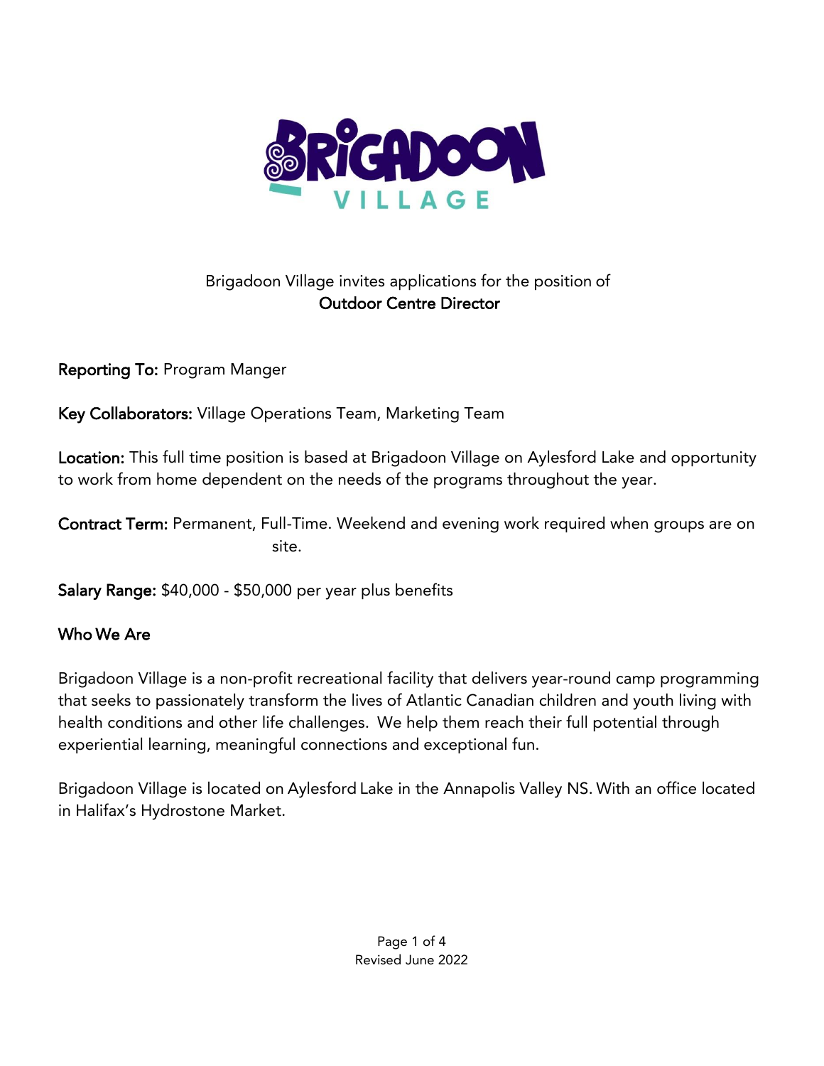# Brigadoon Village

Brigadoon Village invites applications for the position of
**Outdoor Centre Director**

**Reporting To:** Program Manger

**Key Collaborators:** Village Operations Team, Marketing Team

**Location:** This full time position is based at Brigadoon Village on Aylesford Lake and opportunity to work from home dependent on the needs of the programs throughout the year.

**Contract Term:** Permanent, Full-Time. Weekend and evening work required when groups are on site.

**Salary Range:** $40,000 - $50,000 per year plus benefits

## Who We Are

Brigadoon Village is a non-profit recreational facility that delivers year-round camp programming that seeks to passionately transform the lives of Atlantic Canadian children and youth living with health conditions and other life challenges. We help them reach their full potential through experiential learning, meaningful connections and exceptional fun.

Brigadoon Village is located on Aylesford Lake in the Annapolis Valley NS. With an office located in Halifax's Hydrostone Market.

Revised June 2022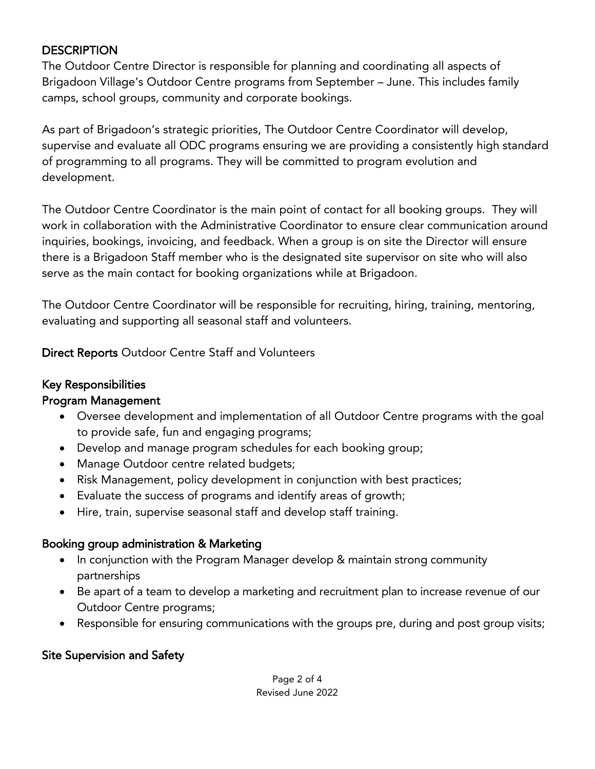## DESCRIPTION

The Outdoor Centre Director is responsible for planning and coordinating all aspects of Brigadoon Village's Outdoor Centre programs from September – June. This includes family camps, school groups, community and corporate bookings.

As part of Brigadoon's strategic priorities, The Outdoor Centre Coordinator will develop, supervise and evaluate all ODC programs ensuring we are providing a consistently high standard of programming to all programs. They will be committed to program evolution and development.

The Outdoor Centre Coordinator is the main point of contact for all booking groups. They will work in collaboration with the Administrative Coordinator to ensure clear communication around inquiries, bookings, invoicing, and feedback. When a group is on site the Director will ensure there is a Brigadoon Staff member who is the designated site supervisor on site who will also serve as the main contact for booking organizations while at Brigadoon.

The Outdoor Centre Coordinator will be responsible for recruiting, hiring, training, mentoring, evaluating and supporting all seasonal staff and volunteers.

**Direct Reports** Outdoor Centre Staff and Volunteers

### Key Responsibilities

### Program Management

- Oversee development and implementation of all Outdoor Centre programs with the goal to provide safe, fun and engaging programs;
- Develop and manage program schedules for each booking group;
- Manage Outdoor centre related budgets;
- Risk Management, policy development in conjunction with best practices;
- Evaluate the success of programs and identify areas of growth;
- Hire, train, supervise seasonal staff and develop staff training.

### Booking group administration & Marketing

- In conjunction with the Program Manager develop & maintain strong community partnerships
- Be apart of a team to develop a marketing and recruitment plan to increase revenue of our Outdoor Centre programs;
- Responsible for ensuring communications with the groups pre, during and post group visits;

### Site Supervision and Safety

Revised June 2022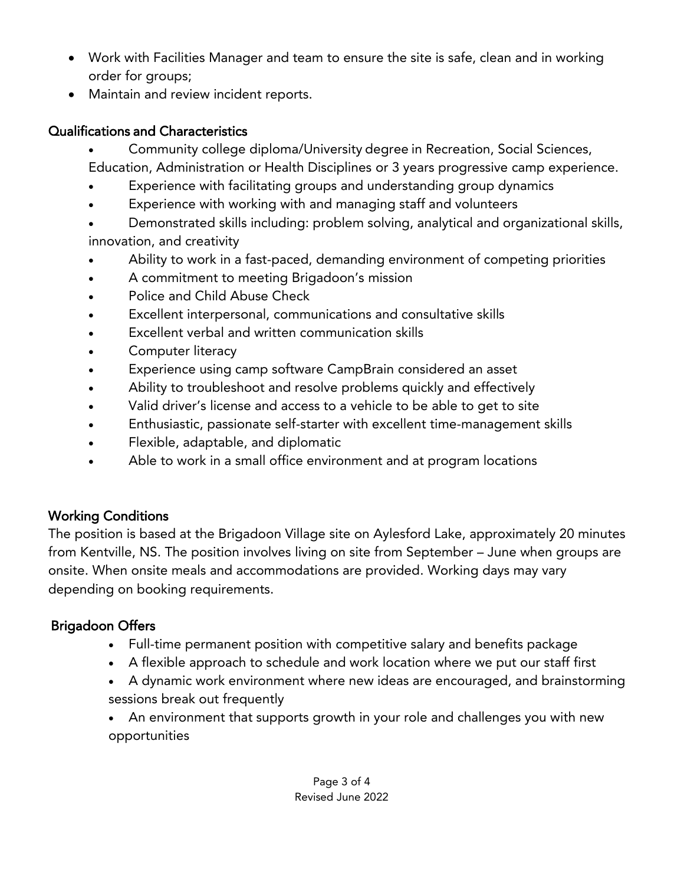- Work with Facilities Manager and team to ensure the site is safe, clean and in working order for groups;
- Maintain and review incident reports.

## Qualifications and Characteristics

- Community college diploma/University degree in Recreation, Social Sciences, Education, Administration or Health Disciplines or 3 years progressive camp experience.
- Experience with facilitating groups and understanding group dynamics
- Experience with working with and managing staff and volunteers
- Demonstrated skills including: problem solving, analytical and organizational skills, innovation, and creativity
- Ability to work in a fast-paced, demanding environment of competing priorities
- A commitment to meeting Brigadoon's mission
- Police and Child Abuse Check
- Excellent interpersonal, communications and consultative skills
- Excellent verbal and written communication skills
- Computer literacy
- Experience using camp software CampBrain considered an asset
- Ability to troubleshoot and resolve problems quickly and effectively
- Valid driver's license and access to a vehicle to be able to get to site
- Enthusiastic, passionate self-starter with excellent time-management skills
- Flexible, adaptable, and diplomatic
- Able to work in a small office environment and at program locations

## Working Conditions

The position is based at the Brigadoon Village site on Aylesford Lake, approximately 20 minutes from Kentville, NS. The position involves living on site from September – June when groups are onsite. When onsite meals and accommodations are provided. Working days may vary depending on booking requirements.

## Brigadoon Offers

- Full-time permanent position with competitive salary and benefits package
- A flexible approach to schedule and work location where we put our staff first
- A dynamic work environment where new ideas are encouraged, and brainstorming sessions break out frequently
- An environment that supports growth in your role and challenges you with new opportunities

Revised June 2022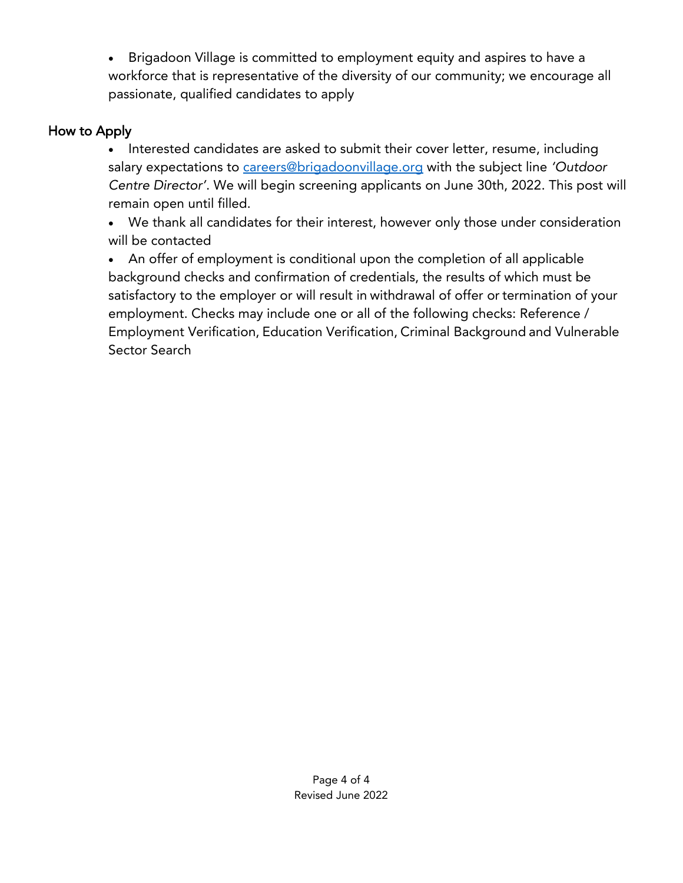- Brigadoon Village is committed to employment equity and aspires to have a workforce that is representative of the diversity of our community; we encourage all passionate, qualified candidates to apply

## How to Apply

- Interested candidates are asked to submit their cover letter, resume, including salary expectations to careers@brigadoonvillage.org with the subject line *'Outdoor Centre Director'*. We will begin screening applicants on June 30th, 2022. This post will remain open until filled.
- We thank all candidates for their interest, however only those under consideration will be contacted
- An offer of employment is conditional upon the completion of all applicable background checks and confirmation of credentials, the results of which must be satisfactory to the employer or will result in withdrawal of offer or termination of your employment. Checks may include one or all of the following checks: Reference / Employment Verification, Education Verification, Criminal Background and Vulnerable Sector Search

Revised June 2022